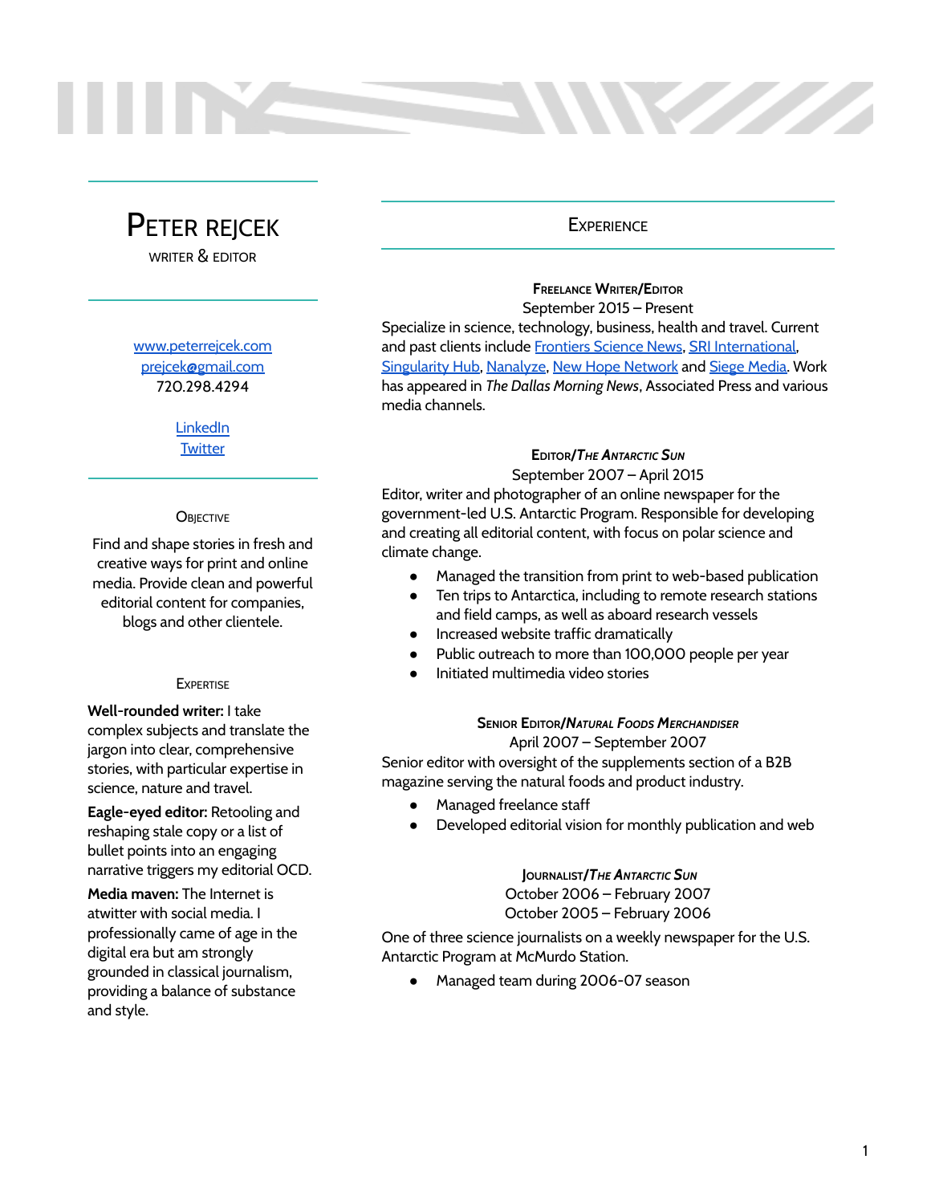# Peter Rejcek

WRITER & EDITOR

[www.peterrejcek.com](www.peterrejcek.com)
[prejcek@gmail.com](mailto:prejcek@gmail.com)
720.298.4294

[LinkedIn]()
[Twitter]()

## Objective

Find and shape stories in fresh and creative ways for print and online media. Provide clean and powerful editorial content for companies, blogs and other clientele.

## Expertise

**Well-rounded writer:** I take complex subjects and translate the jargon into clear, comprehensive stories, with particular expertise in science, nature and travel.

**Eagle-eyed editor:** Retooling and reshaping stale copy or a list of bullet points into an engaging narrative triggers my editorial OCD.

**Media maven:** The Internet is atwitter with social media. I professionally came of age in the digital era but am strongly grounded in classical journalism, providing a balance of substance and style.

## Experience

### Freelance Writer/Editor

September 2015 – Present

Specialize in science, technology, business, health and travel. Current and past clients include [Frontiers Science News](), [SRI International](), [Singularity Hub](), [Nanalyze](), [New Hope Network]() and [Siege Media](). Work has appeared in *The Dallas Morning News*, Associated Press and various media channels.

### Editor/*The Antarctic Sun*

September 2007 – April 2015

Editor, writer and photographer of an online newspaper for the government-led U.S. Antarctic Program. Responsible for developing and creating all editorial content, with focus on polar science and climate change.

- Managed the transition from print to web-based publication
- Ten trips to Antarctica, including to remote research stations and field camps, as well as aboard research vessels
- Increased website traffic dramatically
- Public outreach to more than 100,000 people per year
- Initiated multimedia video stories

### Senior Editor/*Natural Foods Merchandiser*

April 2007 – September 2007

Senior editor with oversight of the supplements section of a B2B magazine serving the natural foods and product industry.

- Managed freelance staff
- Developed editorial vision for monthly publication and web

### Journalist/*The Antarctic Sun*

October 2006 – February 2007
October 2005 – February 2006

One of three science journalists on a weekly newspaper for the U.S. Antarctic Program at McMurdo Station.

- Managed team during 2006-07 season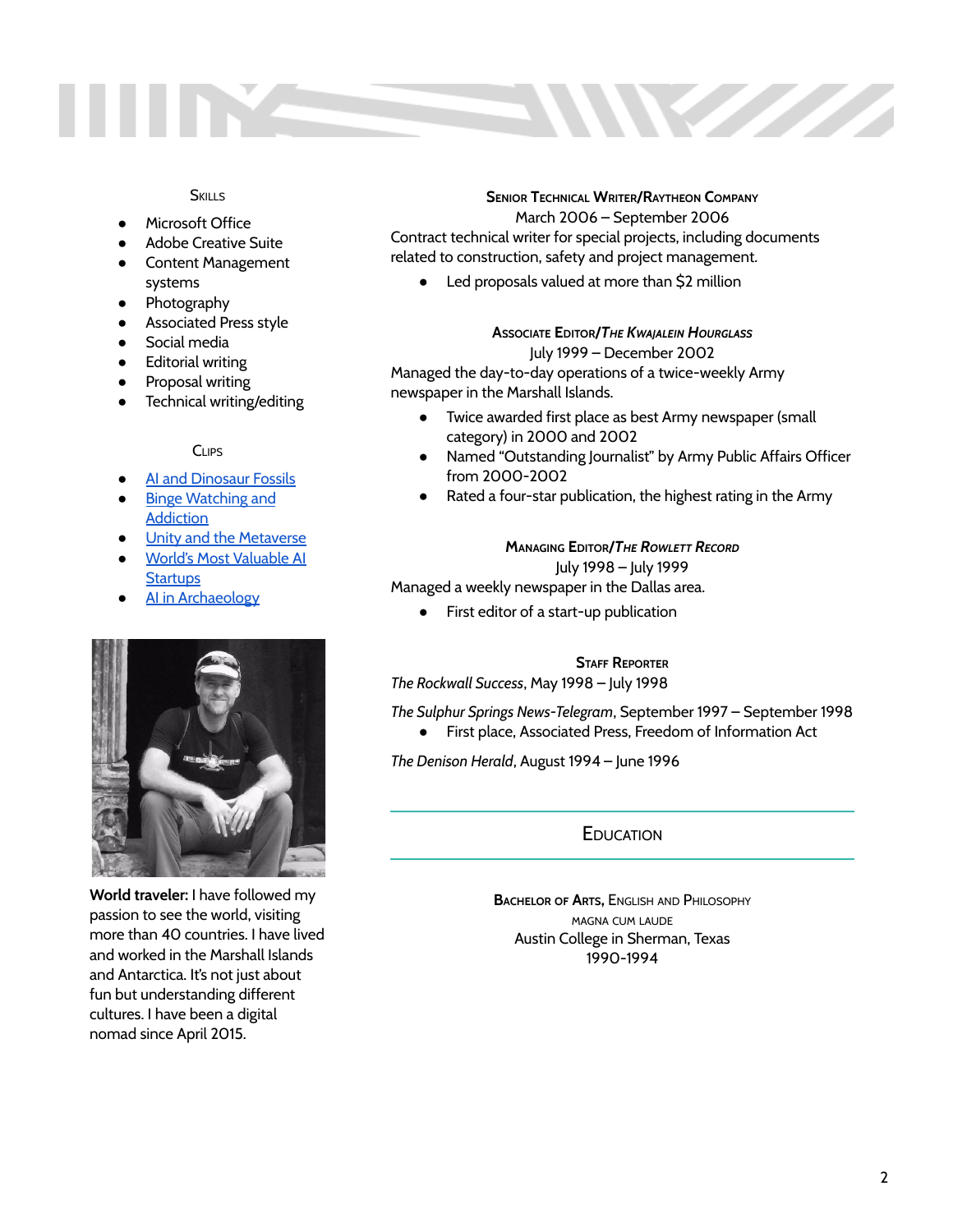## Skills

- Microsoft Office
- Adobe Creative Suite
- Content Management systems
- Photography
- Associated Press style
- Social media
- Editorial writing
- Proposal writing
- Technical writing/editing

## Clips

- [AI and Dinosaur Fossils]()
- [Binge Watching and Addiction]()
- [Unity and the Metaverse]()
- [World's Most Valuable AI Startups]()
- [AI in Archaeology]()

**World traveler:** I have followed my passion to see the world, visiting more than 40 countries. I have lived and worked in the Marshall Islands and Antarctica. It's not just about fun but understanding different cultures. I have been a digital nomad since April 2015.

### Senior Technical Writer/Raytheon Company

March 2006 – September 2006

Contract technical writer for special projects, including documents related to construction, safety and project management.

- Led proposals valued at more than $2 million

### Associate Editor/*The Kwajalein Hourglass*

July 1999 – December 2002

Managed the day-to-day operations of a twice-weekly Army newspaper in the Marshall Islands.

- Twice awarded first place as best Army newspaper (small category) in 2000 and 2002
- Named "Outstanding Journalist" by Army Public Affairs Officer from 2000-2002
- Rated a four-star publication, the highest rating in the Army

### Managing Editor/*The Rowlett Record*

July 1998 – July 1999

Managed a weekly newspaper in the Dallas area.

- First editor of a start-up publication

### Staff Reporter

*The Rockwall Success*, May 1998 – July 1998

*The Sulphur Springs News-Telegram*, September 1997 – September 1998

- First place, Associated Press, Freedom of Information Act

*The Denison Herald*, August 1994 – June 1996

## Education

### Bachelor of Arts, English and Philosophy

MAGNA CUM LAUDE

Austin College in Sherman, Texas

1990-1994